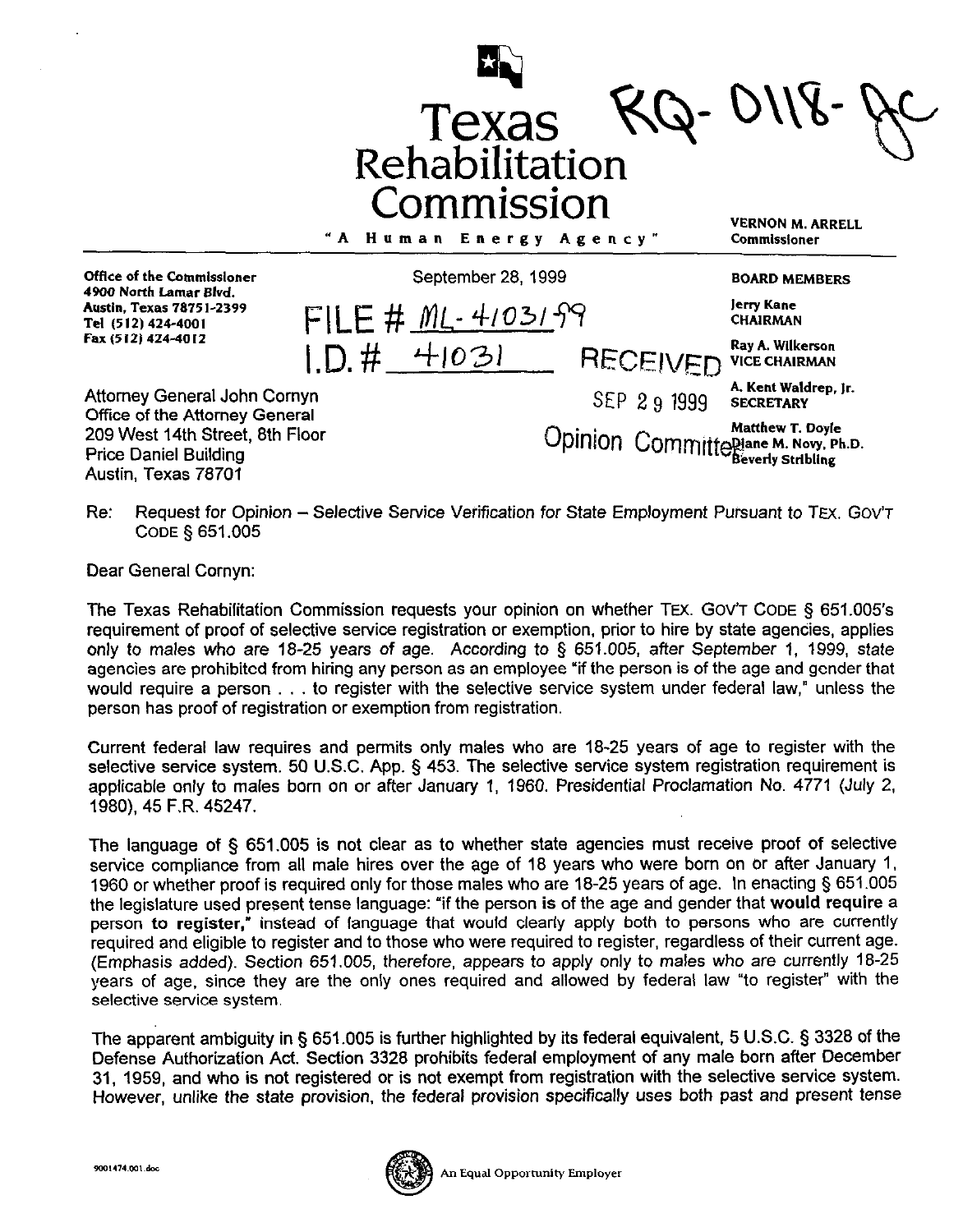# Texas Rehabilitation Commission

RQ-0118-JC

"A Human Energy Agency"

VERNON M. ARRELL
Commissioner

Office of the Commissioner
4900 North Lamar Blvd.
Austin, Texas 78751-2399
Tel (512) 424-4001
Fax (512) 424-4012

September 28, 1999

FILE # ML-41031-99
I.D. # 41031

RECEIVED
SEP 29 1999
Opinion Committee

BOARD MEMBERS

Jerry Kane
CHAIRMAN

Ray A. Wilkerson
VICE CHAIRMAN

A. Kent Waldrep, Jr.
SECRETARY

Matthew T. Doyle
Diane M. Novy, Ph.D.
Beverly Stribling

Attorney General John Cornyn
Office of the Attorney General
209 West 14th Street, 8th Floor
Price Daniel Building
Austin, Texas 78701

Re: Request for Opinion – Selective Service Verification for State Employment Pursuant to TEX. GOV'T CODE § 651.005

Dear General Cornyn:

The Texas Rehabilitation Commission requests your opinion on whether TEX. GOV'T CODE § 651.005's requirement of proof of selective service registration or exemption, prior to hire by state agencies, applies only to males who are 18-25 years of age. According to § 651.005, after September 1, 1999, state agencies are prohibited from hiring any person as an employee "if the person is of the age and gender that would require a person . . . to register with the selective service system under federal law," unless the person has proof of registration or exemption from registration.

Current federal law requires and permits only males who are 18-25 years of age to register with the selective service system. 50 U.S.C. App. § 453. The selective service system registration requirement is applicable only to males born on or after January 1, 1960. Presidential Proclamation No. 4771 (July 2, 1980), 45 F.R. 45247.

The language of § 651.005 is not clear as to whether state agencies must receive proof of selective service compliance from all male hires over the age of 18 years who were born on or after January 1, 1960 or whether proof is required only for those males who are 18-25 years of age. In enacting § 651.005 the legislature used present tense language: "if the person **is** of the age and gender that **would require** a person **to register**," instead of language that would clearly apply both to persons who are currently required and eligible to register and to those who were required to register, regardless of their current age. (Emphasis added). Section 651.005, therefore, appears to apply only to males who are currently 18-25 years of age, since they are the only ones required and allowed by federal law "to register" with the selective service system.

The apparent ambiguity in § 651.005 is further highlighted by its federal equivalent, 5 U.S.C. § 3328 of the Defense Authorization Act. Section 3328 prohibits federal employment of any male born after December 31, 1959, and who is not registered or is not exempt from registration with the selective service system. However, unlike the state provision, the federal provision specifically uses both past and present tense

9001474.001.doc

An Equal Opportunity Employer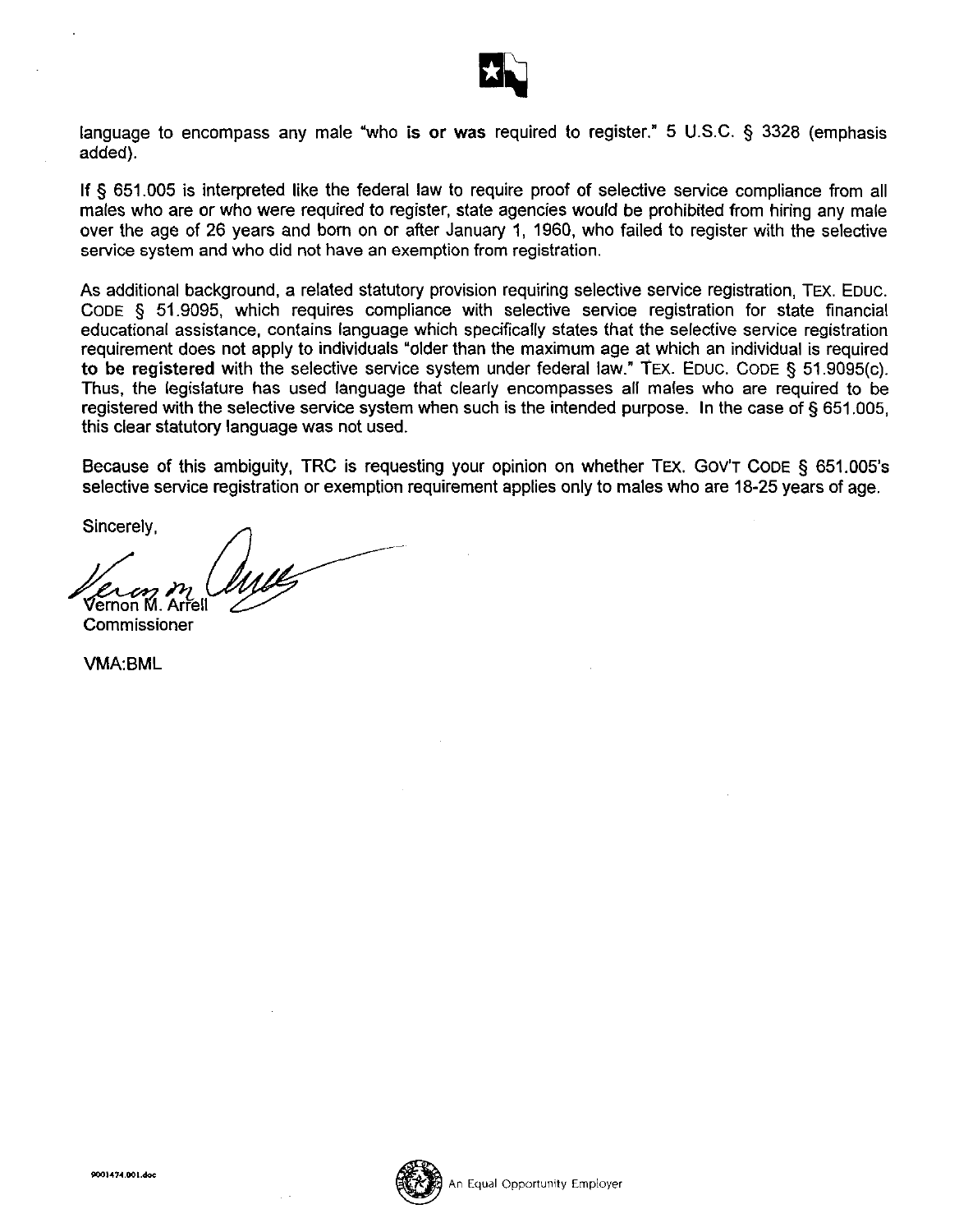language to encompass any male "who **is or was** required to register." 5 U.S.C. § 3328 (emphasis added).

If § 651.005 is interpreted like the federal law to require proof of selective service compliance from all males who are or who were required to register, state agencies would be prohibited from hiring any male over the age of 26 years and born on or after January 1, 1960, who failed to register with the selective service system and who did not have an exemption from registration.

As additional background, a related statutory provision requiring selective service registration, TEX. EDUC. CODE § 51.9095, which requires compliance with selective service registration for state financial educational assistance, contains language which specifically states that the selective service registration requirement does not apply to individuals "older than the maximum age at which an individual is required **to be registered** with the selective service system under federal law." TEX. EDUC. CODE § 51.9095(c). Thus, the legislature has used language that clearly encompasses all males who are required to be registered with the selective service system when such is the intended purpose. In the case of § 651.005, this clear statutory language was not used.

Because of this ambiguity, TRC is requesting your opinion on whether TEX. GOV'T CODE § 651.005's selective service registration or exemption requirement applies only to males who are 18-25 years of age.

Sincerely,

Vernon M. Arrell
Commissioner

VMA:BML

9001474.001.doc

An Equal Opportunity Employer